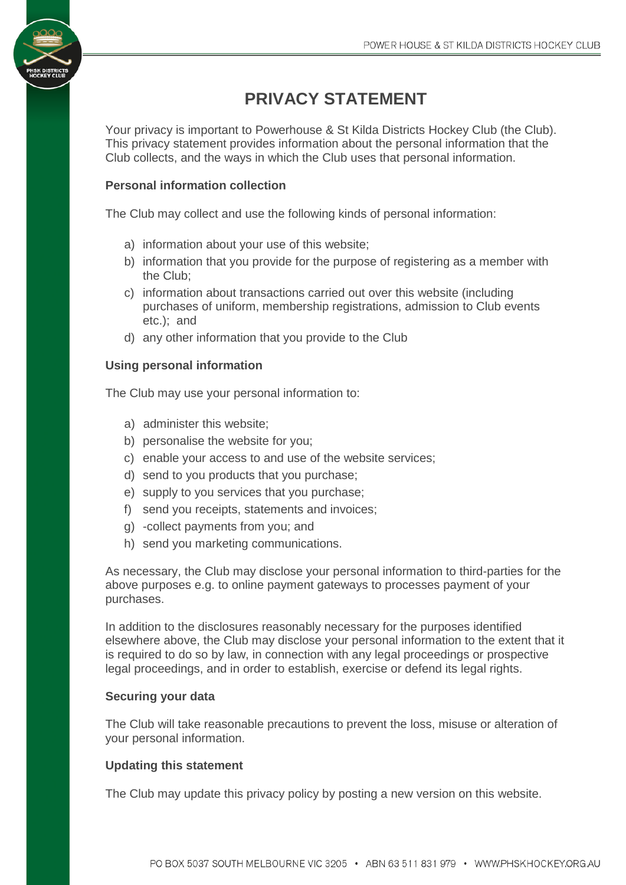# PRIVACY STATEMENT

Your privacy is important to Powerhouse & St Kilda Districts Hockey Club (the Club). This privacy statement provides information about the personal information that the Club collects, and the ways in which the Club uses that personal information.

**Personal information collection**

The Club may collect and use the following kinds of personal information:

a) information about your use of this website;
b) information that you provide for the purpose of registering as a member with the Club;
c) information about transactions carried out over this website (including purchases of uniform, membership registrations, admission to Club events etc.); and
d) any other information that you provide to the Club

**Using personal information**

The Club may use your personal information to:

a) administer this website;
b) personalise the website for you;
c) enable your access to and use of the website services;
d) send to you products that you purchase;
e) supply to you services that you purchase;
f) send you receipts, statements and invoices;
g) -collect payments from you; and
h) send you marketing communications.

As necessary, the Club may disclose your personal information to third-parties for the above purposes e.g. to online payment gateways to processes payment of your purchases.

In addition to the disclosures reasonably necessary for the purposes identified elsewhere above, the Club may disclose your personal information to the extent that it is required to do so by law, in connection with any legal proceedings or prospective legal proceedings, and in order to establish, exercise or defend its legal rights.

**Securing your data**

The Club will take reasonable precautions to prevent the loss, misuse or alteration of your personal information.

**Updating this statement**

The Club may update this privacy policy by posting a new version on this website.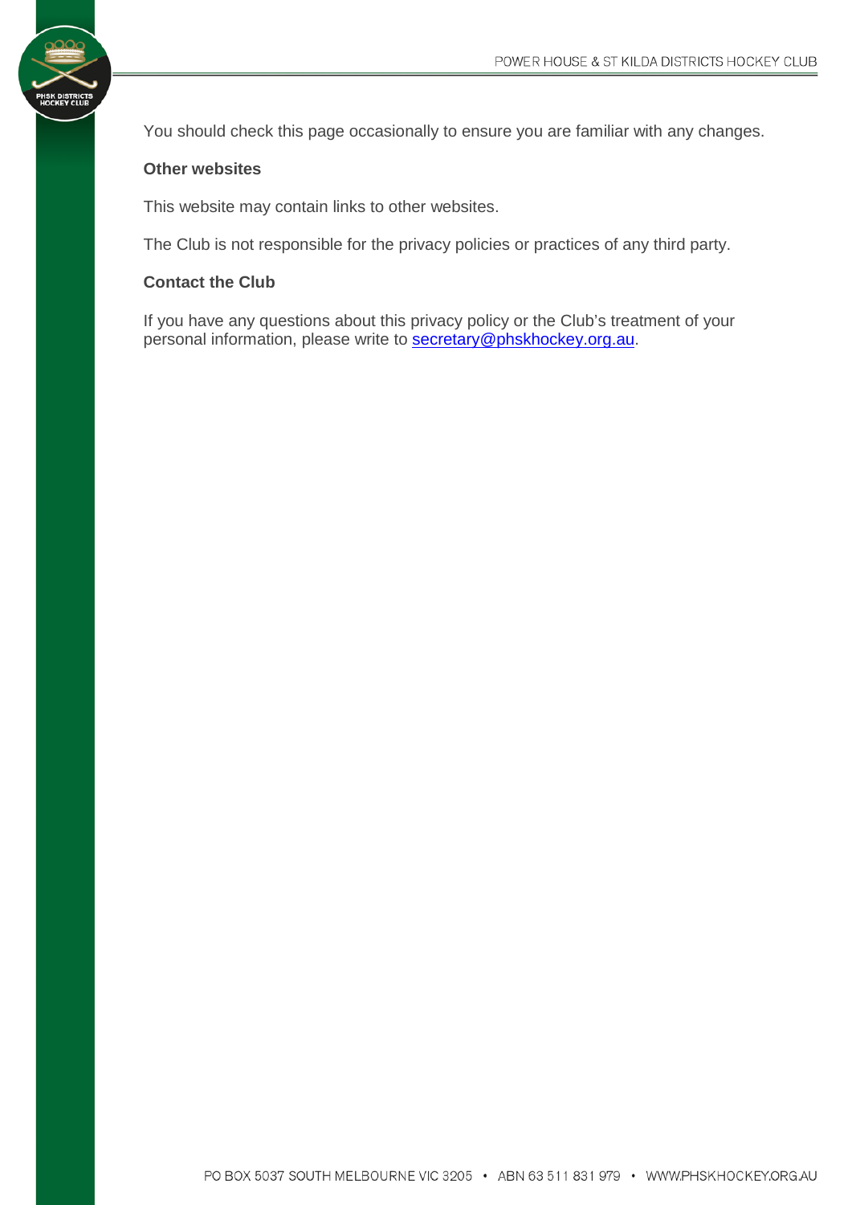You should check this page occasionally to ensure you are familiar with any changes.

**Other websites**

This website may contain links to other websites.

The Club is not responsible for the privacy policies or practices of any third party.

**Contact the Club**

If you have any questions about this privacy policy or the Club's treatment of your personal information, please write to secretary@phskhockey.org.au.